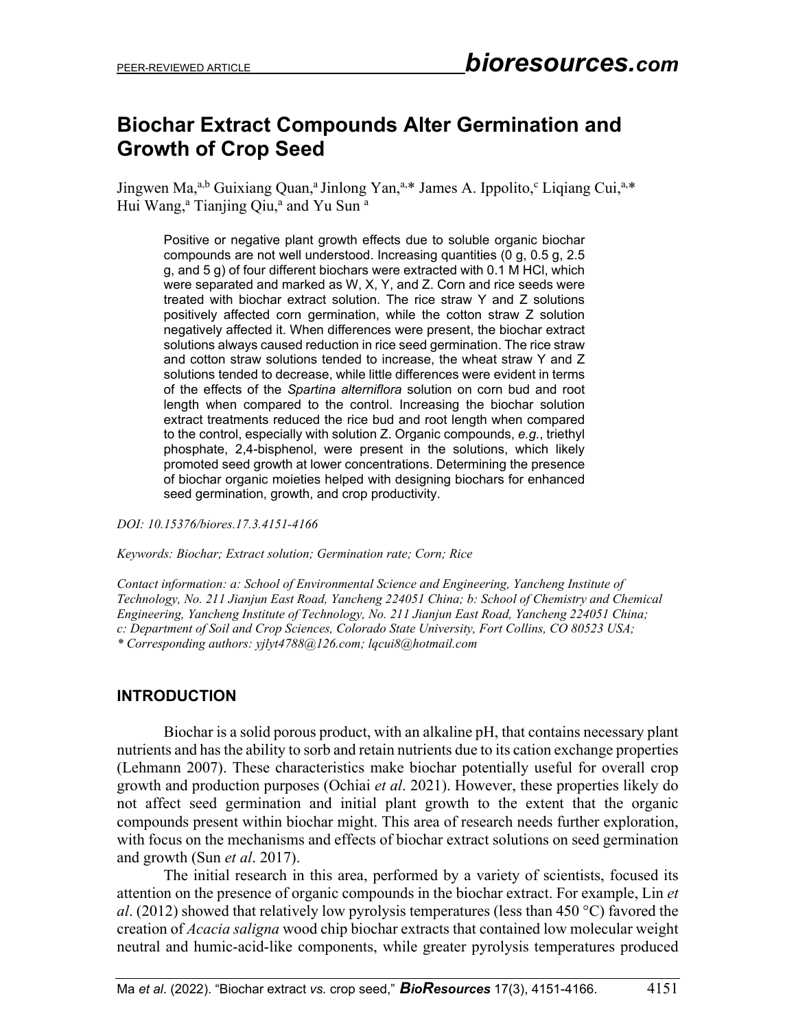# Biochar Extract Compounds Alter Germination and Growth of Crop Seed

Jingwen Ma,[a,b] Guixiang Quan,[a] Jinlong Yan,[a,*] James A. Ippolito,[c] Liqiang Cui,[a,*] Hui Wang,[a] Tianjing Qiu,[a] and Yu Sun [a]

> Positive or negative plant growth effects due to soluble organic biochar compounds are not well understood. Increasing quantities (0 g, 0.5 g, 2.5 g, and 5 g) of four different biochars were extracted with 0.1 M HCl, which were separated and marked as W, X, Y, and Z. Corn and rice seeds were treated with biochar extract solution. The rice straw Y and Z solutions positively affected corn germination, while the cotton straw Z solution negatively affected it. When differences were present, the biochar extract solutions always caused reduction in rice seed germination. The rice straw and cotton straw solutions tended to increase, the wheat straw Y and Z solutions tended to decrease, while little differences were evident in terms of the effects of the *Spartina alterniflora* solution on corn bud and root length when compared to the control. Increasing the biochar solution extract treatments reduced the rice bud and root length when compared to the control, especially with solution Z. Organic compounds, *e.g.*, triethyl phosphate, 2,4-bisphenol, were present in the solutions, which likely promoted seed growth at lower concentrations. Determining the presence of biochar organic moieties helped with designing biochars for enhanced seed germination, growth, and crop productivity.

*DOI: 10.15376/biores.17.3.4151-4166*

*Keywords: Biochar; Extract solution; Germination rate; Corn; Rice*

*Contact information: a: School of Environmental Science and Engineering, Yancheng Institute of Technology, No. 211 Jianjun East Road, Yancheng 224051 China; b: School of Chemistry and Chemical Engineering, Yancheng Institute of Technology, No. 211 Jianjun East Road, Yancheng 224051 China; c: Department of Soil and Crop Sciences, Colorado State University, Fort Collins, CO 80523 USA;*
*\* Corresponding authors: yjlyt4788@126.com; lqcui8@hotmail.com*

## INTRODUCTION

Biochar is a solid porous product, with an alkaline pH, that contains necessary plant nutrients and has the ability to sorb and retain nutrients due to its cation exchange properties (Lehmann 2007). These characteristics make biochar potentially useful for overall crop growth and production purposes (Ochiai *et al*. 2021). However, these properties likely do not affect seed germination and initial plant growth to the extent that the organic compounds present within biochar might. This area of research needs further exploration, with focus on the mechanisms and effects of biochar extract solutions on seed germination and growth (Sun *et al*. 2017).

The initial research in this area, performed by a variety of scientists, focused its attention on the presence of organic compounds in the biochar extract. For example, Lin *et al*. (2012) showed that relatively low pyrolysis temperatures (less than 450 °C) favored the creation of *Acacia saligna* wood chip biochar extracts that contained low molecular weight neutral and humic-acid-like components, while greater pyrolysis temperatures produced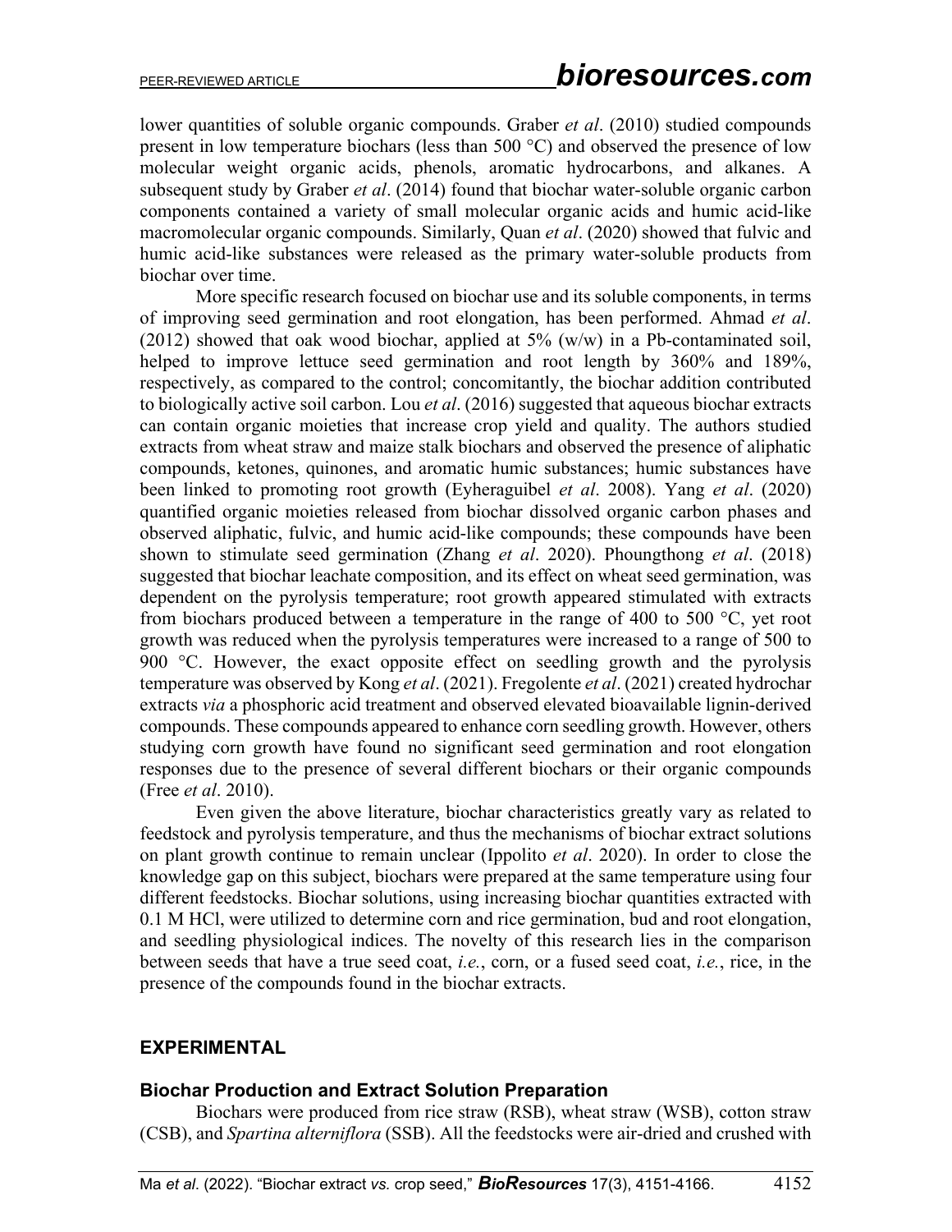lower quantities of soluble organic compounds. Graber *et al*. (2010) studied compounds present in low temperature biochars (less than 500 °C) and observed the presence of low molecular weight organic acids, phenols, aromatic hydrocarbons, and alkanes. A subsequent study by Graber *et al*. (2014) found that biochar water-soluble organic carbon components contained a variety of small molecular organic acids and humic acid-like macromolecular organic compounds. Similarly, Quan *et al*. (2020) showed that fulvic and humic acid-like substances were released as the primary water-soluble products from biochar over time.

More specific research focused on biochar use and its soluble components, in terms of improving seed germination and root elongation, has been performed. Ahmad *et al*. (2012) showed that oak wood biochar, applied at 5% (w/w) in a Pb-contaminated soil, helped to improve lettuce seed germination and root length by 360% and 189%, respectively, as compared to the control; concomitantly, the biochar addition contributed to biologically active soil carbon. Lou *et al*. (2016) suggested that aqueous biochar extracts can contain organic moieties that increase crop yield and quality. The authors studied extracts from wheat straw and maize stalk biochars and observed the presence of aliphatic compounds, ketones, quinones, and aromatic humic substances; humic substances have been linked to promoting root growth (Eyheraguibel *et al*. 2008). Yang *et al*. (2020) quantified organic moieties released from biochar dissolved organic carbon phases and observed aliphatic, fulvic, and humic acid-like compounds; these compounds have been shown to stimulate seed germination (Zhang *et al*. 2020). Phoungthong *et al*. (2018) suggested that biochar leachate composition, and its effect on wheat seed germination, was dependent on the pyrolysis temperature; root growth appeared stimulated with extracts from biochars produced between a temperature in the range of 400 to 500 °C, yet root growth was reduced when the pyrolysis temperatures were increased to a range of 500 to 900 °C. However, the exact opposite effect on seedling growth and the pyrolysis temperature was observed by Kong *et al*. (2021). Fregolente *et al*. (2021) created hydrochar extracts *via* a phosphoric acid treatment and observed elevated bioavailable lignin-derived compounds. These compounds appeared to enhance corn seedling growth. However, others studying corn growth have found no significant seed germination and root elongation responses due to the presence of several different biochars or their organic compounds (Free *et al*. 2010).

Even given the above literature, biochar characteristics greatly vary as related to feedstock and pyrolysis temperature, and thus the mechanisms of biochar extract solutions on plant growth continue to remain unclear (Ippolito *et al*. 2020). In order to close the knowledge gap on this subject, biochars were prepared at the same temperature using four different feedstocks. Biochar solutions, using increasing biochar quantities extracted with 0.1 M HCl, were utilized to determine corn and rice germination, bud and root elongation, and seedling physiological indices. The novelty of this research lies in the comparison between seeds that have a true seed coat, *i.e.*, corn, or a fused seed coat, *i.e.*, rice, in the presence of the compounds found in the biochar extracts.

## EXPERIMENTAL

### Biochar Production and Extract Solution Preparation

Biochars were produced from rice straw (RSB), wheat straw (WSB), cotton straw (CSB), and *Spartina alterniflora* (SSB). All the feedstocks were air-dried and crushed with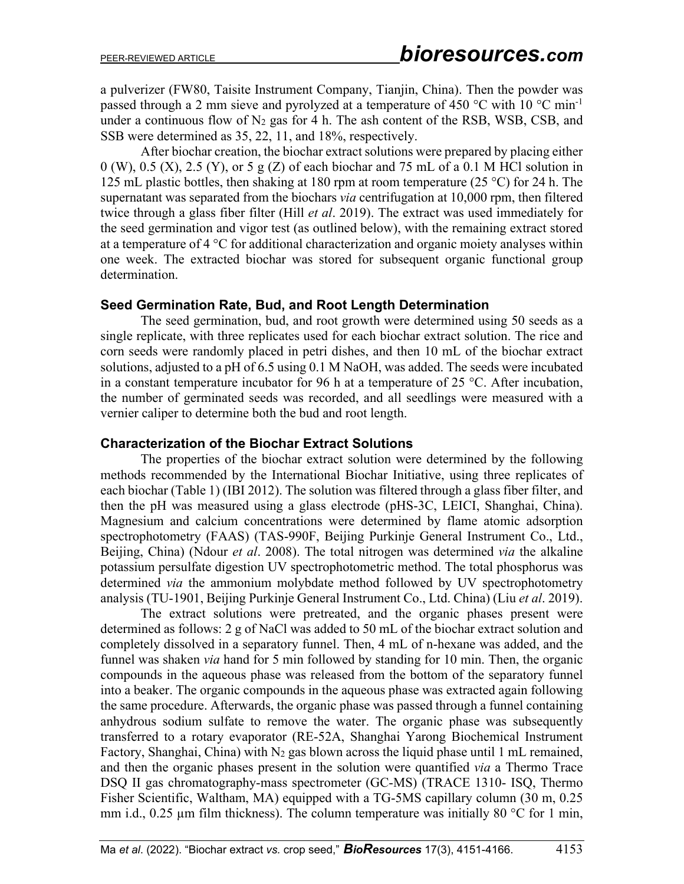a pulverizer (FW80, Taisite Instrument Company, Tianjin, China). Then the powder was passed through a 2 mm sieve and pyrolyzed at a temperature of 450 °C with 10 °C $min^{-1}$ under a continuous flow of $N_2$ gas for 4 h. The ash content of the RSB, WSB, CSB, and SSB were determined as 35, 22, 11, and 18%, respectively.

After biochar creation, the biochar extract solutions were prepared by placing either 0 (W), 0.5 (X), 2.5 (Y), or 5 g (Z) of each biochar and 75 mL of a 0.1 M HCl solution in 125 mL plastic bottles, then shaking at 180 rpm at room temperature (25 °C) for 24 h. The supernatant was separated from the biochars *via* centrifugation at 10,000 rpm, then filtered twice through a glass fiber filter (Hill *et al*. 2019). The extract was used immediately for the seed germination and vigor test (as outlined below), with the remaining extract stored at a temperature of 4 °C for additional characterization and organic moiety analyses within one week. The extracted biochar was stored for subsequent organic functional group determination.

### Seed Germination Rate, Bud, and Root Length Determination

The seed germination, bud, and root growth were determined using 50 seeds as a single replicate, with three replicates used for each biochar extract solution. The rice and corn seeds were randomly placed in petri dishes, and then 10 mL of the biochar extract solutions, adjusted to a pH of 6.5 using 0.1 M NaOH, was added. The seeds were incubated in a constant temperature incubator for 96 h at a temperature of 25 °C. After incubation, the number of germinated seeds was recorded, and all seedlings were measured with a vernier caliper to determine both the bud and root length.

### Characterization of the Biochar Extract Solutions

The properties of the biochar extract solution were determined by the following methods recommended by the International Biochar Initiative, using three replicates of each biochar (Table 1) (IBI 2012). The solution was filtered through a glass fiber filter, and then the pH was measured using a glass electrode (pHS-3C, LEICI, Shanghai, China). Magnesium and calcium concentrations were determined by flame atomic adsorption spectrophotometry (FAAS) (TAS-990F, Beijing Purkinje General Instrument Co., Ltd., Beijing, China) (Ndour *et al*. 2008). The total nitrogen was determined *via* the alkaline potassium persulfate digestion UV spectrophotometric method. The total phosphorus was determined *via* the ammonium molybdate method followed by UV spectrophotometry analysis (TU-1901, Beijing Purkinje General Instrument Co., Ltd. China) (Liu *et al*. 2019).

The extract solutions were pretreated, and the organic phases present were determined as follows: 2 g of NaCl was added to 50 mL of the biochar extract solution and completely dissolved in a separatory funnel. Then, 4 mL of n-hexane was added, and the funnel was shaken *via* hand for 5 min followed by standing for 10 min. Then, the organic compounds in the aqueous phase was released from the bottom of the separatory funnel into a beaker. The organic compounds in the aqueous phase was extracted again following the same procedure. Afterwards, the organic phase was passed through a funnel containing anhydrous sodium sulfate to remove the water. The organic phase was subsequently transferred to a rotary evaporator (RE-52A, Shanghai Yarong Biochemical Instrument Factory, Shanghai, China) with $N_2$ gas blown across the liquid phase until 1 mL remained, and then the organic phases present in the solution were quantified *via* a Thermo Trace DSQ II gas chromatography-mass spectrometer (GC-MS) (TRACE 1310- ISQ, Thermo Fisher Scientific, Waltham, MA) equipped with a TG-5MS capillary column (30 m, 0.25 mm i.d., 0.25 μm film thickness). The column temperature was initially 80 °C for 1 min,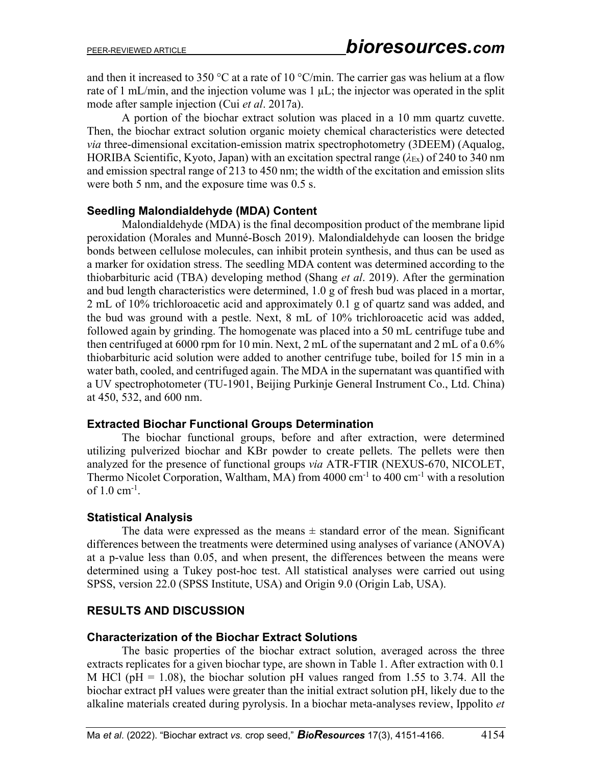and then it increased to 350 °C at a rate of 10 °C/min. The carrier gas was helium at a flow rate of 1 mL/min, and the injection volume was 1 μL; the injector was operated in the split mode after sample injection (Cui *et al*. 2017a).

A portion of the biochar extract solution was placed in a 10 mm quartz cuvette. Then, the biochar extract solution organic moiety chemical characteristics were detected *via* three-dimensional excitation-emission matrix spectrophotometry (3DEEM) (Aqualog, HORIBA Scientific, Kyoto, Japan) with an excitation spectral range ($\lambda_{Ex}$) of 240 to 340 nm and emission spectral range of 213 to 450 nm; the width of the excitation and emission slits were both 5 nm, and the exposure time was 0.5 s.

### Seedling Malondialdehyde (MDA) Content

Malondialdehyde (MDA) is the final decomposition product of the membrane lipid peroxidation (Morales and Munné-Bosch 2019). Malondialdehyde can loosen the bridge bonds between cellulose molecules, can inhibit protein synthesis, and thus can be used as a marker for oxidation stress. The seedling MDA content was determined according to the thiobarbituric acid (TBA) developing method (Shang *et al*. 2019). After the germination and bud length characteristics were determined, 1.0 g of fresh bud was placed in a mortar, 2 mL of 10% trichloroacetic acid and approximately 0.1 g of quartz sand was added, and the bud was ground with a pestle. Next, 8 mL of 10% trichloroacetic acid was added, followed again by grinding. The homogenate was placed into a 50 mL centrifuge tube and then centrifuged at 6000 rpm for 10 min. Next, 2 mL of the supernatant and 2 mL of a 0.6% thiobarbituric acid solution were added to another centrifuge tube, boiled for 15 min in a water bath, cooled, and centrifuged again. The MDA in the supernatant was quantified with a UV spectrophotometer (TU-1901, Beijing Purkinje General Instrument Co., Ltd. China) at 450, 532, and 600 nm.

### Extracted Biochar Functional Groups Determination

The biochar functional groups, before and after extraction, were determined utilizing pulverized biochar and KBr powder to create pellets. The pellets were then analyzed for the presence of functional groups *via* ATR-FTIR (NEXUS-670, NICOLET, Thermo Nicolet Corporation, Waltham, MA) from 4000 $cm^{-1}$ to 400 $cm^{-1}$ with a resolution of 1.0 $cm^{-1}$.

### Statistical Analysis

The data were expressed as the means ± standard error of the mean. Significant differences between the treatments were determined using analyses of variance (ANOVA) at a p-value less than 0.05, and when present, the differences between the means were determined using a Tukey post-hoc test. All statistical analyses were carried out using SPSS, version 22.0 (SPSS Institute, USA) and Origin 9.0 (Origin Lab, USA).

## RESULTS AND DISCUSSION

### Characterization of the Biochar Extract Solutions

The basic properties of the biochar extract solution, averaged across the three extracts replicates for a given biochar type, are shown in Table 1. After extraction with 0.1 M HCl (pH = 1.08), the biochar solution pH values ranged from 1.55 to 3.74. All the biochar extract pH values were greater than the initial extract solution pH, likely due to the alkaline materials created during pyrolysis. In a biochar meta-analyses review, Ippolito *et*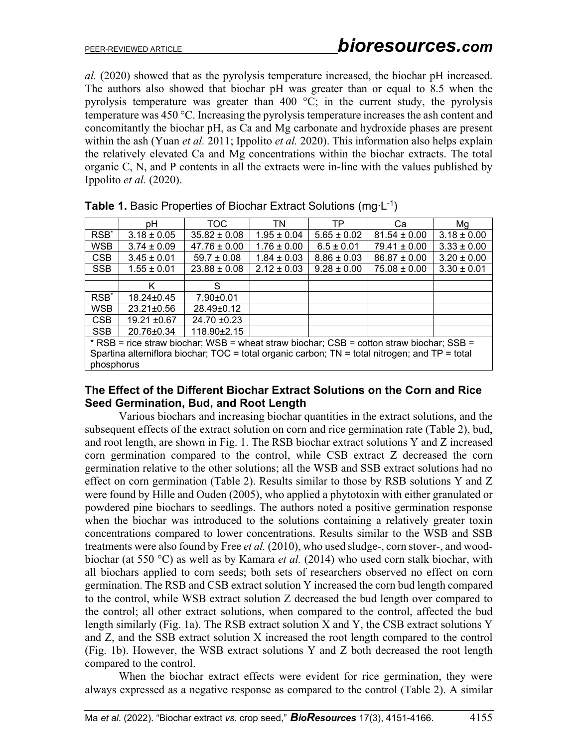*al.* (2020) showed that as the pyrolysis temperature increased, the biochar pH increased. The authors also showed that biochar pH was greater than or equal to 8.5 when the pyrolysis temperature was greater than 400 °C; in the current study, the pyrolysis temperature was 450 °C. Increasing the pyrolysis temperature increases the ash content and concomitantly the biochar pH, as Ca and Mg carbonate and hydroxide phases are present within the ash (Yuan *et al.* 2011; Ippolito *et al.* 2020). This information also helps explain the relatively elevated Ca and Mg concentrations within the biochar extracts. The total organic C, N, and P contents in all the extracts were in-line with the values published by Ippolito *et al.* (2020).

**Table 1.** Basic Properties of Biochar Extract Solutions (mg·L$^{-1}$)

| | pH | TOC | TN | TP | Ca | Mg |
|---|---|---|---|---|---|---|
| RSB* | 3.18 ± 0.05 | 35.82 ± 0.08 | 1.95 ± 0.04 | 5.65 ± 0.02 | 81.54 ± 0.00 | 3.18 ± 0.00 |
| WSB | 3.74 ± 0.09 | 47.76 ± 0.00 | 1.76 ± 0.00 | 6.5 ± 0.01 | 79.41 ± 0.00 | 3.33 ± 0.00 |
| CSB | 3.45 ± 0.01 | 59.7 ± 0.08 | 1.84 ± 0.03 | 8.86 ± 0.03 | 86.87 ± 0.00 | 3.20 ± 0.00 |
| SSB | 1.55 ± 0.01 | 23.88 ± 0.08 | 2.12 ± 0.03 | 9.28 ± 0.00 | 75.08 ± 0.00 | 3.30 ± 0.01 |
| | | | | | | |
| | K | S | | | | |
| RSB* | 18.24±0.45 | 7.90±0.01 | | | | |
| WSB | 23.21±0.56 | 28.49±0.12 | | | | |
| CSB | 19.21 ±0.67 | 24.70 ±0.23 | | | | |
| SSB | 20.76±0.34 | 118.90±2.15 | | | | |

\* RSB = rice straw biochar; WSB = wheat straw biochar; CSB = cotton straw biochar; SSB = Spartina alterniflora biochar; TOC = total organic carbon; TN = total nitrogen; and TP = total phosphorus

### The Effect of the Different Biochar Extract Solutions on the Corn and Rice Seed Germination, Bud, and Root Length

Various biochars and increasing biochar quantities in the extract solutions, and the subsequent effects of the extract solution on corn and rice germination rate (Table 2), bud, and root length, are shown in Fig. 1. The RSB biochar extract solutions Y and Z increased corn germination compared to the control, while CSB extract Z decreased the corn germination relative to the other solutions; all the WSB and SSB extract solutions had no effect on corn germination (Table 2). Results similar to those by RSB solutions Y and Z were found by Hille and Ouden (2005), who applied a phytotoxin with either granulated or powdered pine biochars to seedlings. The authors noted a positive germination response when the biochar was introduced to the solutions containing a relatively greater toxin concentrations compared to lower concentrations. Results similar to the WSB and SSB treatments were also found by Free *et al.* (2010), who used sludge-, corn stover-, and wood-biochar (at 550 °C) as well as by Kamara *et al.* (2014) who used corn stalk biochar, with all biochars applied to corn seeds; both sets of researchers observed no effect on corn germination. The RSB and CSB extract solution Y increased the corn bud length compared to the control, while WSB extract solution Z decreased the bud length over compared to the control; all other extract solutions, when compared to the control, affected the bud length similarly (Fig. 1a). The RSB extract solution X and Y, the CSB extract solutions Y and Z, and the SSB extract solution X increased the root length compared to the control (Fig. 1b). However, the WSB extract solutions Y and Z both decreased the root length compared to the control.

When the biochar extract effects were evident for rice germination, they were always expressed as a negative response as compared to the control (Table 2). A similar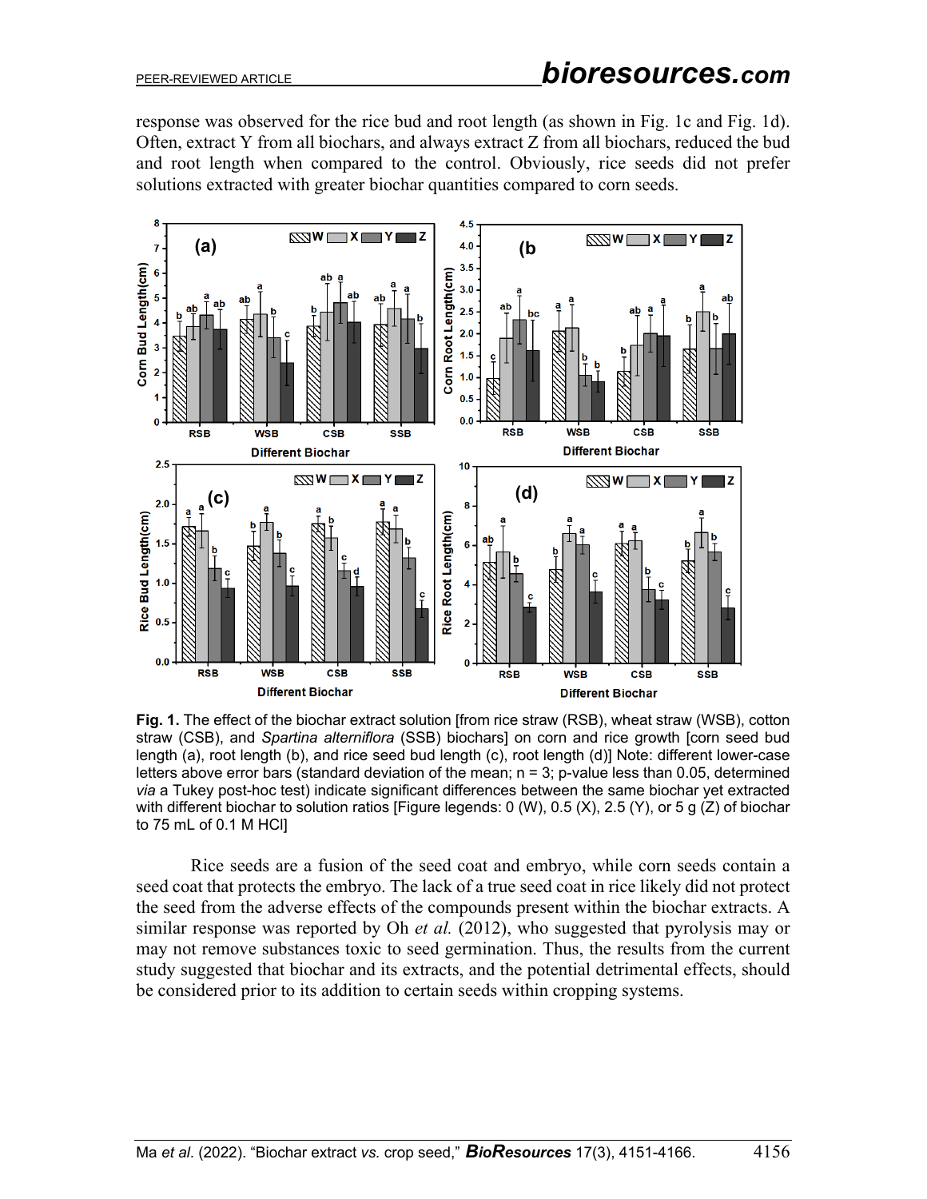response was observed for the rice bud and root length (as shown in Fig. 1c and Fig. 1d). Often, extract Y from all biochars, and always extract Z from all biochars, reduced the bud and root length when compared to the control. Obviously, rice seeds did not prefer solutions extracted with greater biochar quantities compared to corn seeds.

**Fig. 1.** The effect of the biochar extract solution [from rice straw (RSB), wheat straw (WSB), cotton straw (CSB), and *Spartina alterniflora* (SSB) biochars] on corn and rice growth [corn seed bud length (a), root length (b), and rice seed bud length (c), root length (d)] Note: different lower-case letters above error bars (standard deviation of the mean; n = 3; p-value less than 0.05, determined *via* a Tukey post-hoc test) indicate significant differences between the same biochar yet extracted with different biochar to solution ratios [Figure legends: 0 (W), 0.5 (X), 2.5 (Y), or 5 g (Z) of biochar to 75 mL of 0.1 M HCl]

Rice seeds are a fusion of the seed coat and embryo, while corn seeds contain a seed coat that protects the embryo. The lack of a true seed coat in rice likely did not protect the seed from the adverse effects of the compounds present within the biochar extracts. A similar response was reported by Oh *et al.* (2012), who suggested that pyrolysis may or may not remove substances toxic to seed germination. Thus, the results from the current study suggested that biochar and its extracts, and the potential detrimental effects, should be considered prior to its addition to certain seeds within cropping systems.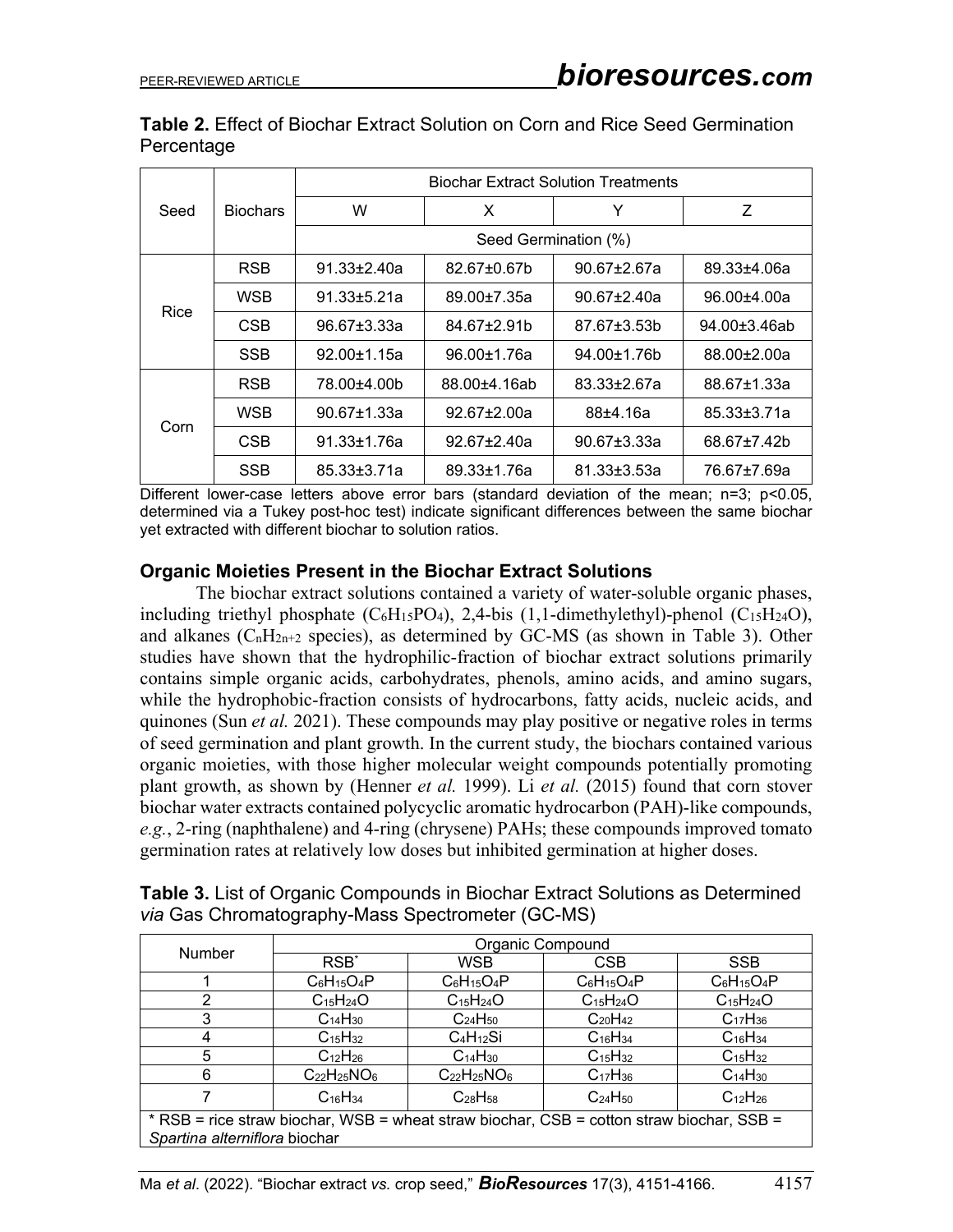**Table 2.** Effect of Biochar Extract Solution on Corn and Rice Seed Germination Percentage

| Seed | Biochars | Biochar Extract Solution Treatments | | | |
|---|---|---|---|---|---|
| | | W | X | Y | Z |
| | | Seed Germination (%) | | | |
| Rice | RSB | 91.33±2.40a | 82.67±0.67b | 90.67±2.67a | 89.33±4.06a |
| | WSB | 91.33±5.21a | 89.00±7.35a | 90.67±2.40a | 96.00±4.00a |
| | CSB | 96.67±3.33a | 84.67±2.91b | 87.67±3.53b | 94.00±3.46ab |
| | SSB | 92.00±1.15a | 96.00±1.76a | 94.00±1.76b | 88.00±2.00a |
| Corn | RSB | 78.00±4.00b | 88.00±4.16ab | 83.33±2.67a | 88.67±1.33a |
| | WSB | 90.67±1.33a | 92.67±2.00a | 88±4.16a | 85.33±3.71a |
| | CSB | 91.33±1.76a | 92.67±2.40a | 90.67±3.33a | 68.67±7.42b |
| | SSB | 85.33±3.71a | 89.33±1.76a | 81.33±3.53a | 76.67±7.69a |

Different lower-case letters above error bars (standard deviation of the mean; n=3; p<0.05, determined via a Tukey post-hoc test) indicate significant differences between the same biochar yet extracted with different biochar to solution ratios.

### Organic Moieties Present in the Biochar Extract Solutions

The biochar extract solutions contained a variety of water-soluble organic phases, including triethyl phosphate ($C_6H_{15}PO_4$), 2,4-bis (1,1-dimethylethyl)-phenol ($C_{15}H_{24}O$), and alkanes ($C_nH_{2n+2}$ species), as determined by GC-MS (as shown in Table 3). Other studies have shown that the hydrophilic-fraction of biochar extract solutions primarily contains simple organic acids, carbohydrates, phenols, amino acids, and amino sugars, while the hydrophobic-fraction consists of hydrocarbons, fatty acids, nucleic acids, and quinones (Sun *et al.* 2021). These compounds may play positive or negative roles in terms of seed germination and plant growth. In the current study, the biochars contained various organic moieties, with those higher molecular weight compounds potentially promoting plant growth, as shown by (Henner *et al.* 1999). Li *et al.* (2015) found that corn stover biochar water extracts contained polycyclic aromatic hydrocarbon (PAH)-like compounds, *e.g.*, 2-ring (naphthalene) and 4-ring (chrysene) PAHs; these compounds improved tomato germination rates at relatively low doses but inhibited germination at higher doses.

**Table 3.** List of Organic Compounds in Biochar Extract Solutions as Determined *via* Gas Chromatography-Mass Spectrometer (GC-MS)

| Number | Organic Compound | | | |
|---|---|---|---|---|
| | RSB* | WSB | CSB | SSB |
| 1 | $C_6H_{15}O_4P$ | $C_6H_{15}O_4P$ | $C_6H_{15}O_4P$ | $C_6H_{15}O_4P$ |
| 2 | $C_{15}H_{24}O$ | $C_{15}H_{24}O$ | $C_{15}H_{24}O$ | $C_{15}H_{24}O$ |
| 3 | $C_{14}H_{30}$ | $C_{24}H_{50}$ | $C_{20}H_{42}$ | $C_{17}H_{36}$ |
| 4 | $C_{15}H_{32}$ | $C_4H_{12}Si$ | $C_{16}H_{34}$ | $C_{16}H_{34}$ |
| 5 | $C_{12}H_{26}$ | $C_{14}H_{30}$ | $C_{15}H_{32}$ | $C_{15}H_{32}$ |
| 6 | $C_{22}H_{25}NO_6$ | $C_{22}H_{25}NO_6$ | $C_{17}H_{36}$ | $C_{14}H_{30}$ |
| 7 | $C_{16}H_{34}$ | $C_{28}H_{58}$ | $C_{24}H_{50}$ | $C_{12}H_{26}$ |

\* RSB = rice straw biochar, WSB = wheat straw biochar, CSB = cotton straw biochar, SSB = *Spartina alterniflora* biochar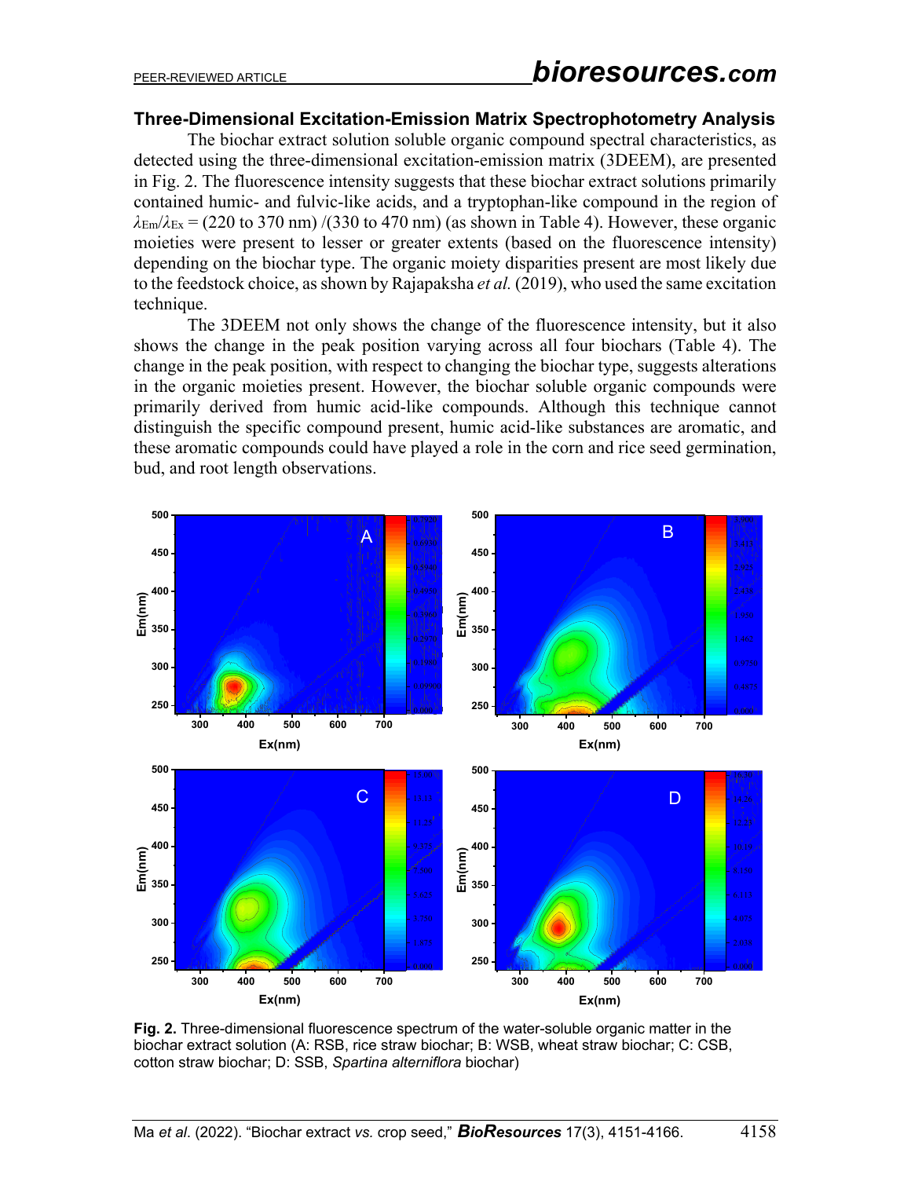### Three-Dimensional Excitation-Emission Matrix Spectrophotometry Analysis

The biochar extract solution soluble organic compound spectral characteristics, as detected using the three-dimensional excitation-emission matrix (3DEEM), are presented in Fig. 2. The fluorescence intensity suggests that these biochar extract solutions primarily contained humic- and fulvic-like acids, and a tryptophan-like compound in the region of $\lambda_{Em}/\lambda_{Ex}$ = (220 to 370 nm) /(330 to 470 nm) (as shown in Table 4). However, these organic moieties were present to lesser or greater extents (based on the fluorescence intensity) depending on the biochar type. The organic moiety disparities present are most likely due to the feedstock choice, as shown by Rajapaksha *et al.* (2019), who used the same excitation technique.

The 3DEEM not only shows the change of the fluorescence intensity, but it also shows the change in the peak position varying across all four biochars (Table 4). The change in the peak position, with respect to changing the biochar type, suggests alterations in the organic moieties present. However, the biochar soluble organic compounds were primarily derived from humic acid-like compounds. Although this technique cannot distinguish the specific compound present, humic acid-like substances are aromatic, and these aromatic compounds could have played a role in the corn and rice seed germination, bud, and root length observations.

**Fig. 2.** Three-dimensional fluorescence spectrum of the water-soluble organic matter in the biochar extract solution (A: RSB, rice straw biochar; B: WSB, wheat straw biochar; C: CSB, cotton straw biochar; D: SSB, *Spartina alterniflora* biochar)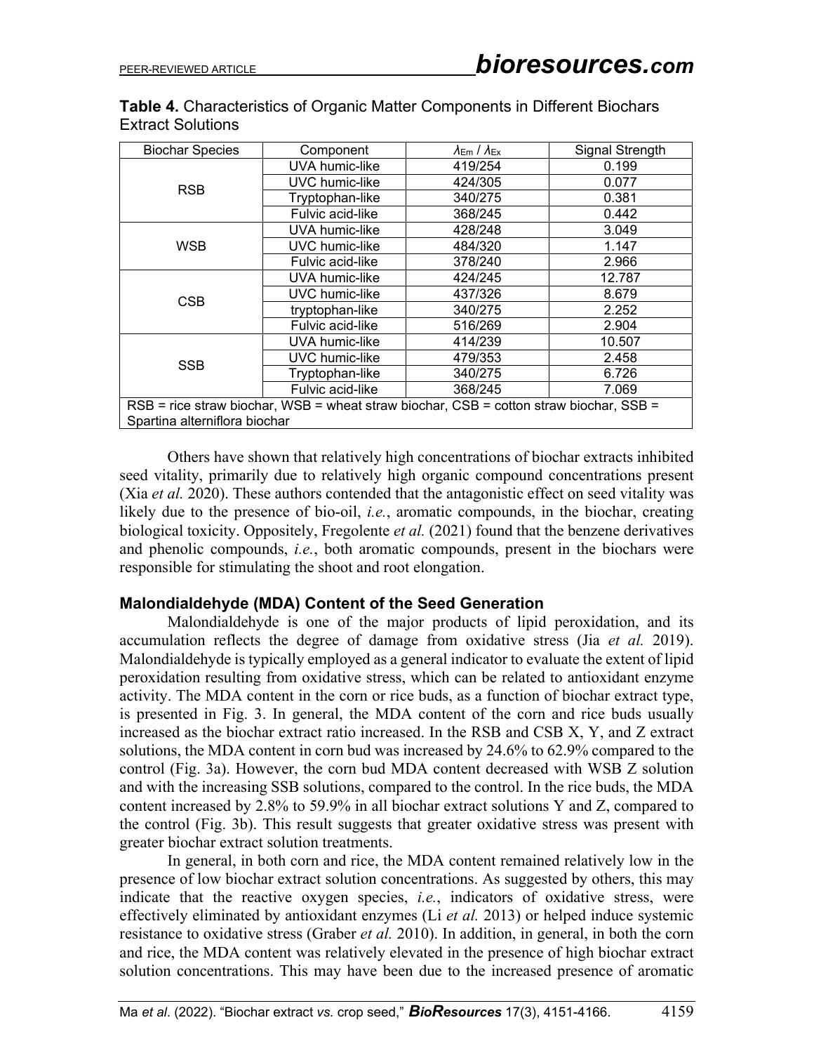**Table 4.** Characteristics of Organic Matter Components in Different Biochars Extract Solutions

| Biochar Species | Component | $\lambda_{Em}$ / $\lambda_{Ex}$ | Signal Strength |
|---|---|---|---|
| RSB | UVA humic-like | 419/254 | 0.199 |
| | UVC humic-like | 424/305 | 0.077 |
| | Tryptophan-like | 340/275 | 0.381 |
| | Fulvic acid-like | 368/245 | 0.442 |
| WSB | UVA humic-like | 428/248 | 3.049 |
| | UVC humic-like | 484/320 | 1.147 |
| | Fulvic acid-like | 378/240 | 2.966 |
| CSB | UVA humic-like | 424/245 | 12.787 |
| | UVC humic-like | 437/326 | 8.679 |
| | tryptophan-like | 340/275 | 2.252 |
| | Fulvic acid-like | 516/269 | 2.904 |
| SSB | UVA humic-like | 414/239 | 10.507 |
| | UVC humic-like | 479/353 | 2.458 |
| | Tryptophan-like | 340/275 | 6.726 |
| | Fulvic acid-like | 368/245 | 7.069 |

RSB = rice straw biochar, WSB = wheat straw biochar, CSB = cotton straw biochar, SSB = Spartina alterniflora biochar

Others have shown that relatively high concentrations of biochar extracts inhibited seed vitality, primarily due to relatively high organic compound concentrations present (Xia *et al.* 2020). These authors contended that the antagonistic effect on seed vitality was likely due to the presence of bio-oil, *i.e.*, aromatic compounds, in the biochar, creating biological toxicity. Oppositely, Fregolente *et al.* (2021) found that the benzene derivatives and phenolic compounds, *i.e.*, both aromatic compounds, present in the biochars were responsible for stimulating the shoot and root elongation.

### Malondialdehyde (MDA) Content of the Seed Generation

Malondialdehyde is one of the major products of lipid peroxidation, and its accumulation reflects the degree of damage from oxidative stress (Jia *et al.* 2019). Malondialdehyde is typically employed as a general indicator to evaluate the extent of lipid peroxidation resulting from oxidative stress, which can be related to antioxidant enzyme activity. The MDA content in the corn or rice buds, as a function of biochar extract type, is presented in Fig. 3. In general, the MDA content of the corn and rice buds usually increased as the biochar extract ratio increased. In the RSB and CSB X, Y, and Z extract solutions, the MDA content in corn bud was increased by 24.6% to 62.9% compared to the control (Fig. 3a). However, the corn bud MDA content decreased with WSB Z solution and with the increasing SSB solutions, compared to the control. In the rice buds, the MDA content increased by 2.8% to 59.9% in all biochar extract solutions Y and Z, compared to the control (Fig. 3b). This result suggests that greater oxidative stress was present with greater biochar extract solution treatments.

In general, in both corn and rice, the MDA content remained relatively low in the presence of low biochar extract solution concentrations. As suggested by others, this may indicate that the reactive oxygen species, *i.e.*, indicators of oxidative stress, were effectively eliminated by antioxidant enzymes (Li *et al.* 2013) or helped induce systemic resistance to oxidative stress (Graber *et al.* 2010). In addition, in general, in both the corn and rice, the MDA content was relatively elevated in the presence of high biochar extract solution concentrations. This may have been due to the increased presence of aromatic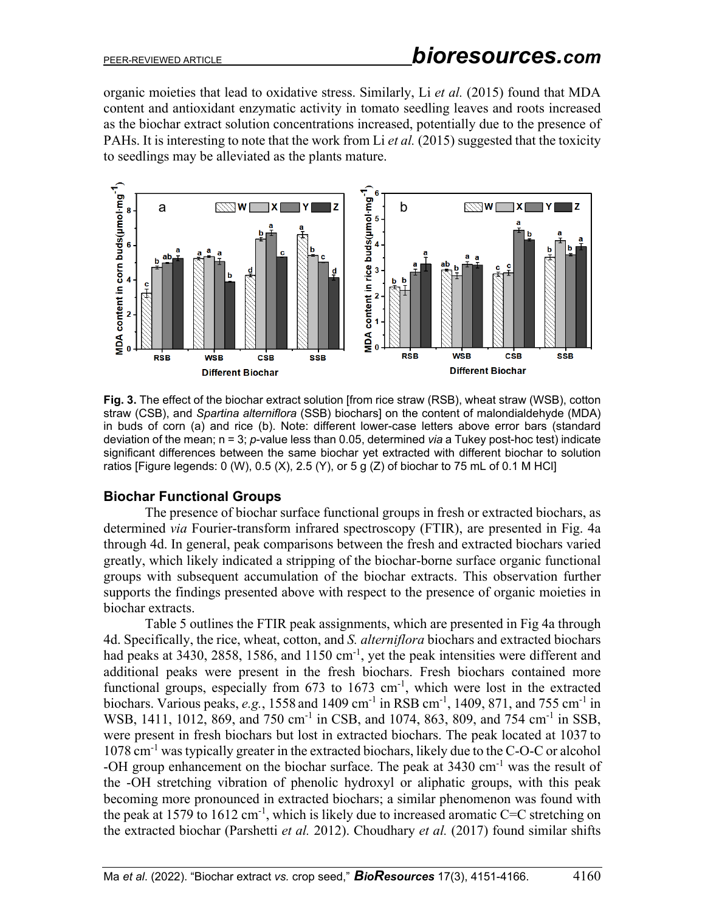organic moieties that lead to oxidative stress. Similarly, Li *et al.* (2015) found that MDA content and antioxidant enzymatic activity in tomato seedling leaves and roots increased as the biochar extract solution concentrations increased, potentially due to the presence of PAHs. It is interesting to note that the work from Li *et al.* (2015) suggested that the toxicity to seedlings may be alleviated as the plants mature.

**Fig. 3.** The effect of the biochar extract solution [from rice straw (RSB), wheat straw (WSB), cotton straw (CSB), and *Spartina alterniflora* (SSB) biochars] on the content of malondialdehyde (MDA) in buds of corn (a) and rice (b). Note: different lower-case letters above error bars (standard deviation of the mean; n = 3; *p*-value less than 0.05, determined *via* a Tukey post-hoc test) indicate significant differences between the same biochar yet extracted with different biochar to solution ratios [Figure legends: 0 (W), 0.5 (X), 2.5 (Y), or 5 g (Z) of biochar to 75 mL of 0.1 M HCl]

## Biochar Functional Groups

The presence of biochar surface functional groups in fresh or extracted biochars, as determined *via* Fourier-transform infrared spectroscopy (FTIR), are presented in Fig. 4a through 4d. In general, peak comparisons between the fresh and extracted biochars varied greatly, which likely indicated a stripping of the biochar-borne surface organic functional groups with subsequent accumulation of the biochar extracts. This observation further supports the findings presented above with respect to the presence of organic moieties in biochar extracts.

Table 5 outlines the FTIR peak assignments, which are presented in Fig 4a through 4d. Specifically, the rice, wheat, cotton, and *S. alterniflora* biochars and extracted biochars had peaks at 3430, 2858, 1586, and 1150 $cm^{-1}$, yet the peak intensities were different and additional peaks were present in the fresh biochars. Fresh biochars contained more functional groups, especially from 673 to 1673 $cm^{-1}$, which were lost in the extracted biochars. Various peaks, *e.g.*, 1558 and 1409 $cm^{-1}$ in RSB $cm^{-1}$, 1409, 871, and 755 $cm^{-1}$ in WSB, 1411, 1012, 869, and 750 $cm^{-1}$ in CSB, and 1074, 863, 809, and 754 $cm^{-1}$ in SSB, were present in fresh biochars but lost in extracted biochars. The peak located at 1037 to 1078 $cm^{-1}$ was typically greater in the extracted biochars, likely due to the C-O-C or alcohol -OH group enhancement on the biochar surface. The peak at 3430 $cm^{-1}$ was the result of the -OH stretching vibration of phenolic hydroxyl or aliphatic groups, with this peak becoming more pronounced in extracted biochars; a similar phenomenon was found with the peak at 1579 to 1612 $cm^{-1}$, which is likely due to increased aromatic C=C stretching on the extracted biochar (Parshetti *et al.* 2012). Choudhary *et al.* (2017) found similar shifts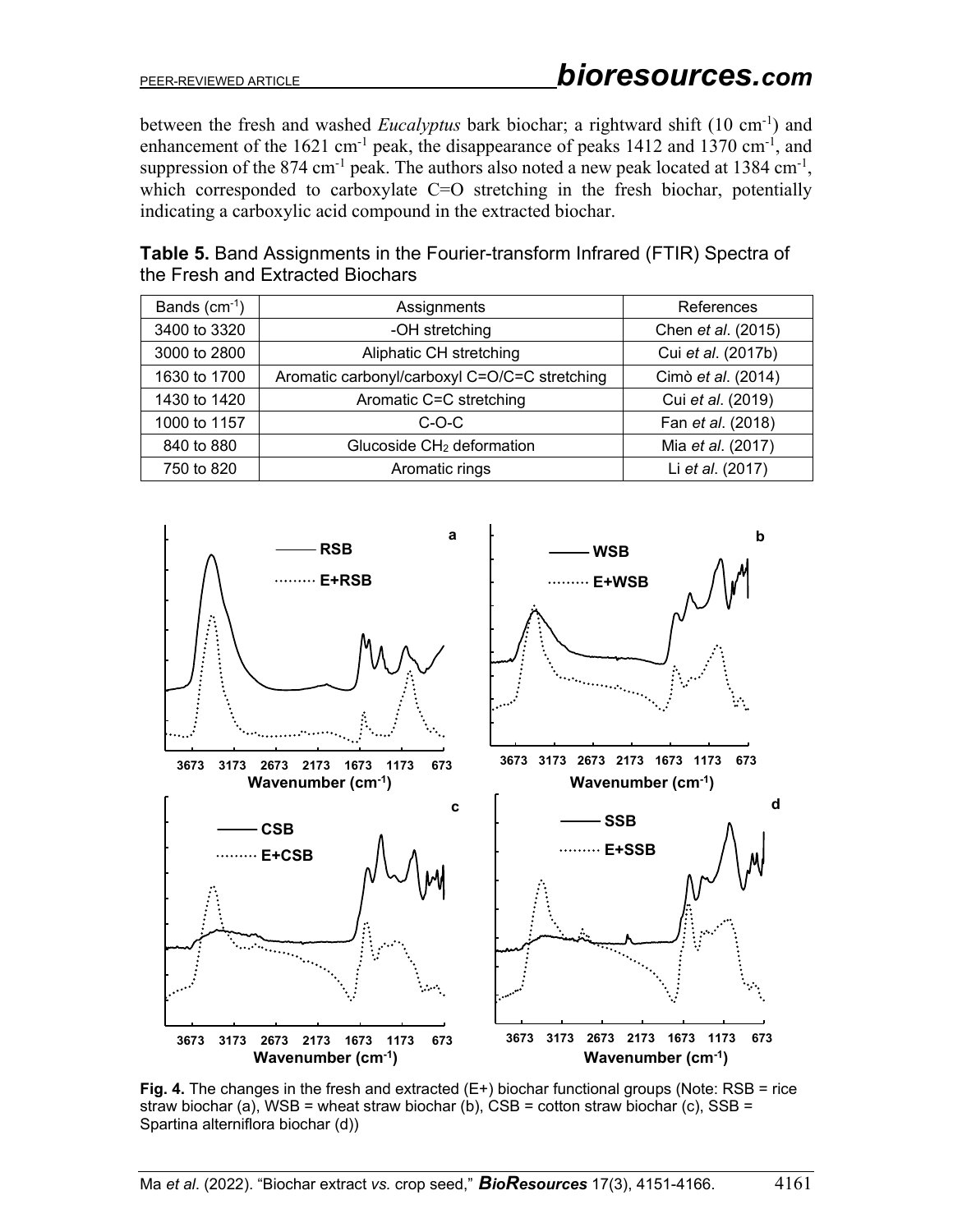between the fresh and washed *Eucalyptus* bark biochar; a rightward shift (10 $cm^{-1}$) and enhancement of the 1621 $cm^{-1}$ peak, the disappearance of peaks 1412 and 1370 $cm^{-1}$, and suppression of the 874 $cm^{-1}$ peak. The authors also noted a new peak located at 1384 $cm^{-1}$, which corresponded to carboxylate C=O stretching in the fresh biochar, potentially indicating a carboxylic acid compound in the extracted biochar.

**Table 5.** Band Assignments in the Fourier-transform Infrared (FTIR) Spectra of the Fresh and Extracted Biochars

| Bands ($cm^{-1}$) | Assignments | References |
|---|---|---|
| 3400 to 3320 | -OH stretching | Chen *et al*. (2015) |
| 3000 to 2800 | Aliphatic CH stretching | Cui *et al*. (2017b) |
| 1630 to 1700 | Aromatic carbonyl/carboxyl C=O/C=C stretching | Cimò *et al*. (2014) |
| 1430 to 1420 | Aromatic C=C stretching | Cui *et al*. (2019) |
| 1000 to 1157 | C-O-C | Fan *et al*. (2018) |
| 840 to 880 | Glucoside $CH_2$ deformation | Mia *et al*. (2017) |
| 750 to 820 | Aromatic rings | Li *et al*. (2017) |

**Fig. 4.** The changes in the fresh and extracted (E+) biochar functional groups (Note: RSB = rice straw biochar (a), WSB = wheat straw biochar (b), CSB = cotton straw biochar (c), SSB = Spartina alterniflora biochar (d))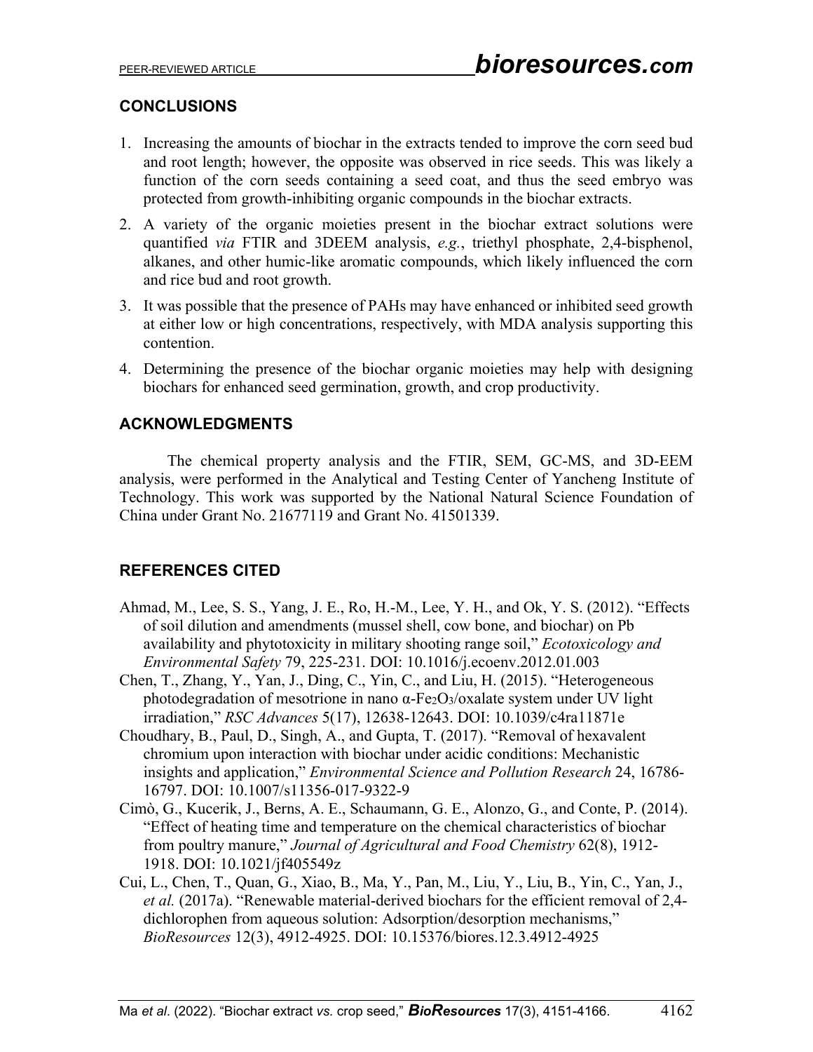## CONCLUSIONS

1. Increasing the amounts of biochar in the extracts tended to improve the corn seed bud and root length; however, the opposite was observed in rice seeds. This was likely a function of the corn seeds containing a seed coat, and thus the seed embryo was protected from growth-inhibiting organic compounds in the biochar extracts.
2. A variety of the organic moieties present in the biochar extract solutions were quantified *via* FTIR and 3DEEM analysis, *e.g.*, triethyl phosphate, 2,4-bisphenol, alkanes, and other humic-like aromatic compounds, which likely influenced the corn and rice bud and root growth.
3. It was possible that the presence of PAHs may have enhanced or inhibited seed growth at either low or high concentrations, respectively, with MDA analysis supporting this contention.
4. Determining the presence of the biochar organic moieties may help with designing biochars for enhanced seed germination, growth, and crop productivity.

## ACKNOWLEDGMENTS

The chemical property analysis and the FTIR, SEM, GC-MS, and 3D-EEM analysis, were performed in the Analytical and Testing Center of Yancheng Institute of Technology. This work was supported by the National Natural Science Foundation of China under Grant No. 21677119 and Grant No. 41501339.

## REFERENCES CITED

Ahmad, M., Lee, S. S., Yang, J. E., Ro, H.-M., Lee, Y. H., and Ok, Y. S. (2012). "Effects of soil dilution and amendments (mussel shell, cow bone, and biochar) on Pb availability and phytotoxicity in military shooting range soil," *Ecotoxicology and Environmental Safety* 79, 225-231. DOI: 10.1016/j.ecoenv.2012.01.003

Chen, T., Zhang, Y., Yan, J., Ding, C., Yin, C., and Liu, H. (2015). "Heterogeneous photodegradation of mesotrione in nano α-$Fe_2O_3$/oxalate system under UV light irradiation," *RSC Advances* 5(17), 12638-12643. DOI: 10.1039/c4ra11871e

Choudhary, B., Paul, D., Singh, A., and Gupta, T. (2017). "Removal of hexavalent chromium upon interaction with biochar under acidic conditions: Mechanistic insights and application," *Environmental Science and Pollution Research* 24, 16786-16797. DOI: 10.1007/s11356-017-9322-9

Cimò, G., Kucerik, J., Berns, A. E., Schaumann, G. E., Alonzo, G., and Conte, P. (2014). "Effect of heating time and temperature on the chemical characteristics of biochar from poultry manure," *Journal of Agricultural and Food Chemistry* 62(8), 1912-1918. DOI: 10.1021/jf405549z

Cui, L., Chen, T., Quan, G., Xiao, B., Ma, Y., Pan, M., Liu, Y., Liu, B., Yin, C., Yan, J., *et al.* (2017a). "Renewable material-derived biochars for the efficient removal of 2,4-dichlorophen from aqueous solution: Adsorption/desorption mechanisms," *BioResources* 12(3), 4912-4925. DOI: 10.15376/biores.12.3.4912-4925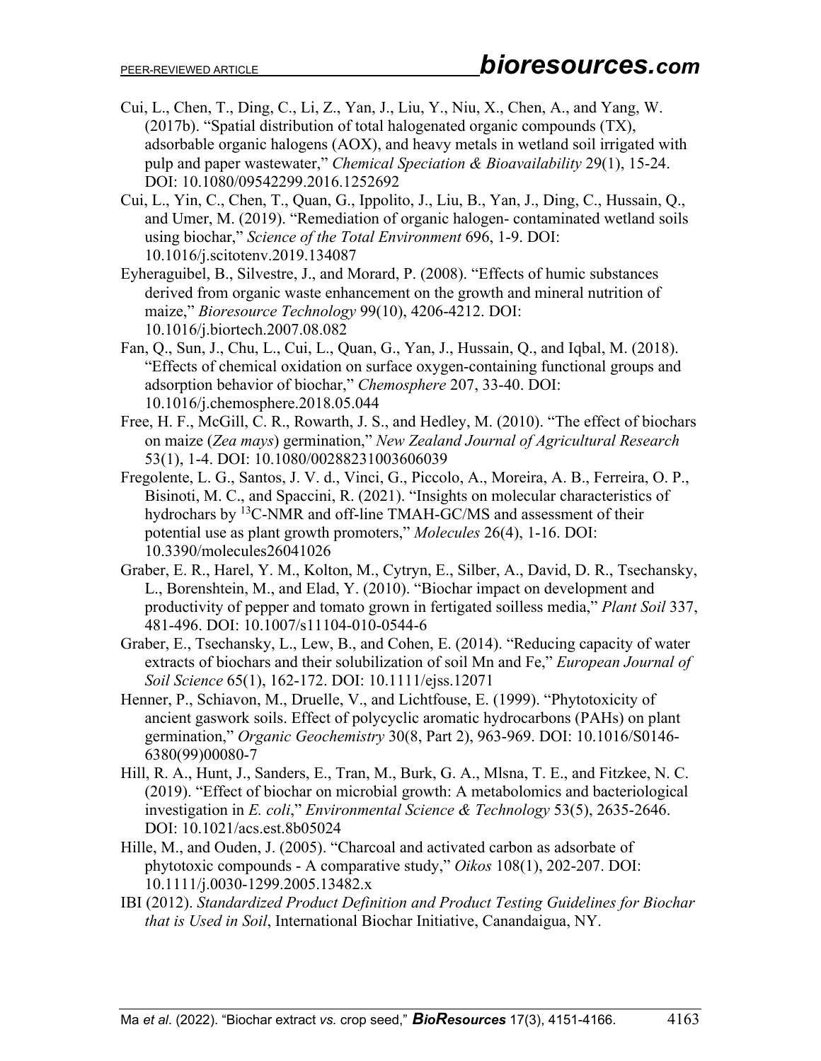Cui, L., Chen, T., Ding, C., Li, Z., Yan, J., Liu, Y., Niu, X., Chen, A., and Yang, W. (2017b). "Spatial distribution of total halogenated organic compounds (TX), adsorbable organic halogens (AOX), and heavy metals in wetland soil irrigated with pulp and paper wastewater," *Chemical Speciation & Bioavailability* 29(1), 15-24. DOI: 10.1080/09542299.2016.1252692

Cui, L., Yin, C., Chen, T., Quan, G., Ippolito, J., Liu, B., Yan, J., Ding, C., Hussain, Q., and Umer, M. (2019). "Remediation of organic halogen- contaminated wetland soils using biochar," *Science of the Total Environment* 696, 1-9. DOI: 10.1016/j.scitotenv.2019.134087

Eyheraguibel, B., Silvestre, J., and Morard, P. (2008). "Effects of humic substances derived from organic waste enhancement on the growth and mineral nutrition of maize," *Bioresource Technology* 99(10), 4206-4212. DOI: 10.1016/j.biortech.2007.08.082

Fan, Q., Sun, J., Chu, L., Cui, L., Quan, G., Yan, J., Hussain, Q., and Iqbal, M. (2018). "Effects of chemical oxidation on surface oxygen-containing functional groups and adsorption behavior of biochar," *Chemosphere* 207, 33-40. DOI: 10.1016/j.chemosphere.2018.05.044

Free, H. F., McGill, C. R., Rowarth, J. S., and Hedley, M. (2010). "The effect of biochars on maize (*Zea mays*) germination," *New Zealand Journal of Agricultural Research* 53(1), 1-4. DOI: 10.1080/00288231003606039

Fregolente, L. G., Santos, J. V. d., Vinci, G., Piccolo, A., Moreira, A. B., Ferreira, O. P., Bisinoti, M. C., and Spaccini, R. (2021). "Insights on molecular characteristics of hydrochars by $^{13}$C-NMR and off-line TMAH-GC/MS and assessment of their potential use as plant growth promoters," *Molecules* 26(4), 1-16. DOI: 10.3390/molecules26041026

Graber, E. R., Harel, Y. M., Kolton, M., Cytryn, E., Silber, A., David, D. R., Tsechansky, L., Borenshtein, M., and Elad, Y. (2010). "Biochar impact on development and productivity of pepper and tomato grown in fertigated soilless media," *Plant Soil* 337, 481-496. DOI: 10.1007/s11104-010-0544-6

Graber, E., Tsechansky, L., Lew, B., and Cohen, E. (2014). "Reducing capacity of water extracts of biochars and their solubilization of soil Mn and Fe," *European Journal of Soil Science* 65(1), 162-172. DOI: 10.1111/ejss.12071

Henner, P., Schiavon, M., Druelle, V., and Lichtfouse, E. (1999). "Phytotoxicity of ancient gaswork soils. Effect of polycyclic aromatic hydrocarbons (PAHs) on plant germination," *Organic Geochemistry* 30(8, Part 2), 963-969. DOI: 10.1016/S0146-6380(99)00080-7

Hill, R. A., Hunt, J., Sanders, E., Tran, M., Burk, G. A., Mlsna, T. E., and Fitzkee, N. C. (2019). "Effect of biochar on microbial growth: A metabolomics and bacteriological investigation in *E. coli*," *Environmental Science & Technology* 53(5), 2635-2646. DOI: 10.1021/acs.est.8b05024

Hille, M., and Ouden, J. (2005). "Charcoal and activated carbon as adsorbate of phytotoxic compounds - A comparative study," *Oikos* 108(1), 202-207. DOI: 10.1111/j.0030-1299.2005.13482.x

IBI (2012). *Standardized Product Definition and Product Testing Guidelines for Biochar that is Used in Soil*, International Biochar Initiative, Canandaigua, NY.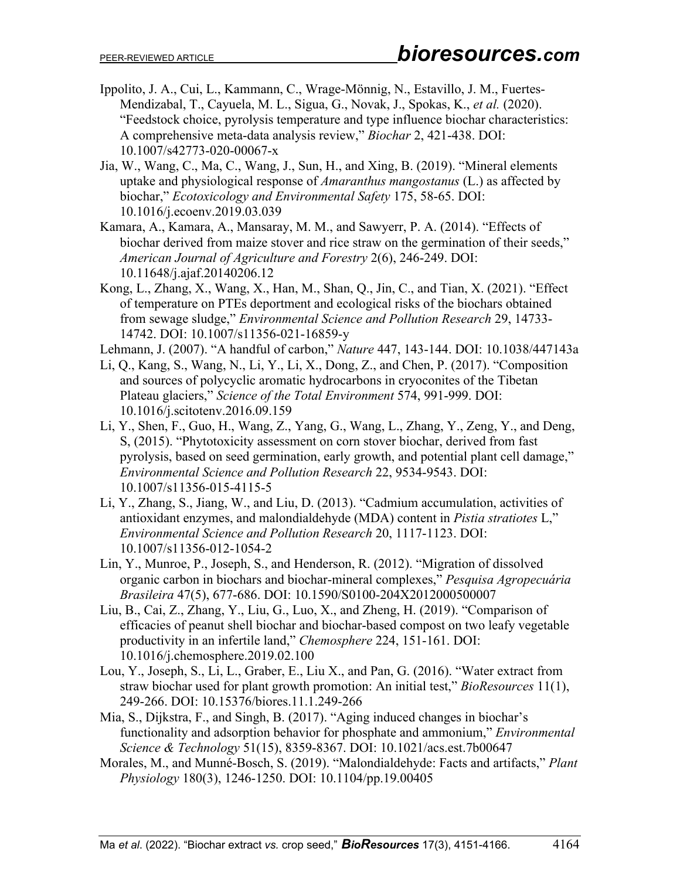Ippolito, J. A., Cui, L., Kammann, C., Wrage-Mönnig, N., Estavillo, J. M., Fuertes-Mendizabal, T., Cayuela, M. L., Sigua, G., Novak, J., Spokas, K., *et al.* (2020). "Feedstock choice, pyrolysis temperature and type influence biochar characteristics: A comprehensive meta-data analysis review," *Biochar* 2, 421-438. DOI: 10.1007/s42773-020-00067-x

Jia, W., Wang, C., Ma, C., Wang, J., Sun, H., and Xing, B. (2019). "Mineral elements uptake and physiological response of *Amaranthus mangostanus* (L.) as affected by biochar," *Ecotoxicology and Environmental Safety* 175, 58-65. DOI: 10.1016/j.ecoenv.2019.03.039

Kamara, A., Kamara, A., Mansaray, M. M., and Sawyerr, P. A. (2014). "Effects of biochar derived from maize stover and rice straw on the germination of their seeds," *American Journal of Agriculture and Forestry* 2(6), 246-249. DOI: 10.11648/j.ajaf.20140206.12

Kong, L., Zhang, X., Wang, X., Han, M., Shan, Q., Jin, C., and Tian, X. (2021). "Effect of temperature on PTEs deportment and ecological risks of the biochars obtained from sewage sludge," *Environmental Science and Pollution Research* 29, 14733-14742. DOI: 10.1007/s11356-021-16859-y

Lehmann, J. (2007). "A handful of carbon," *Nature* 447, 143-144. DOI: 10.1038/447143a

Li, Q., Kang, S., Wang, N., Li, Y., Li, X., Dong, Z., and Chen, P. (2017). "Composition and sources of polycyclic aromatic hydrocarbons in cryoconites of the Tibetan Plateau glaciers," *Science of the Total Environment* 574, 991-999. DOI: 10.1016/j.scitotenv.2016.09.159

Li, Y., Shen, F., Guo, H., Wang, Z., Yang, G., Wang, L., Zhang, Y., Zeng, Y., and Deng, S, (2015). "Phytotoxicity assessment on corn stover biochar, derived from fast pyrolysis, based on seed germination, early growth, and potential plant cell damage," *Environmental Science and Pollution Research* 22, 9534-9543. DOI: 10.1007/s11356-015-4115-5

Li, Y., Zhang, S., Jiang, W., and Liu, D. (2013). "Cadmium accumulation, activities of antioxidant enzymes, and malondialdehyde (MDA) content in *Pistia stratiotes* L," *Environmental Science and Pollution Research* 20, 1117-1123. DOI: 10.1007/s11356-012-1054-2

Lin, Y., Munroe, P., Joseph, S., and Henderson, R. (2012). "Migration of dissolved organic carbon in biochars and biochar-mineral complexes," *Pesquisa Agropecuária Brasileira* 47(5), 677-686. DOI: 10.1590/S0100-204X2012000500007

Liu, B., Cai, Z., Zhang, Y., Liu, G., Luo, X., and Zheng, H. (2019). "Comparison of efficacies of peanut shell biochar and biochar-based compost on two leafy vegetable productivity in an infertile land," *Chemosphere* 224, 151-161. DOI: 10.1016/j.chemosphere.2019.02.100

Lou, Y., Joseph, S., Li, L., Graber, E., Liu X., and Pan, G. (2016). "Water extract from straw biochar used for plant growth promotion: An initial test," *BioResources* 11(1), 249-266. DOI: 10.15376/biores.11.1.249-266

Mia, S., Dijkstra, F., and Singh, B. (2017). "Aging induced changes in biochar's functionality and adsorption behavior for phosphate and ammonium," *Environmental Science & Technology* 51(15), 8359-8367. DOI: 10.1021/acs.est.7b00647

Morales, M., and Munné-Bosch, S. (2019). "Malondialdehyde: Facts and artifacts," *Plant Physiology* 180(3), 1246-1250. DOI: 10.1104/pp.19.00405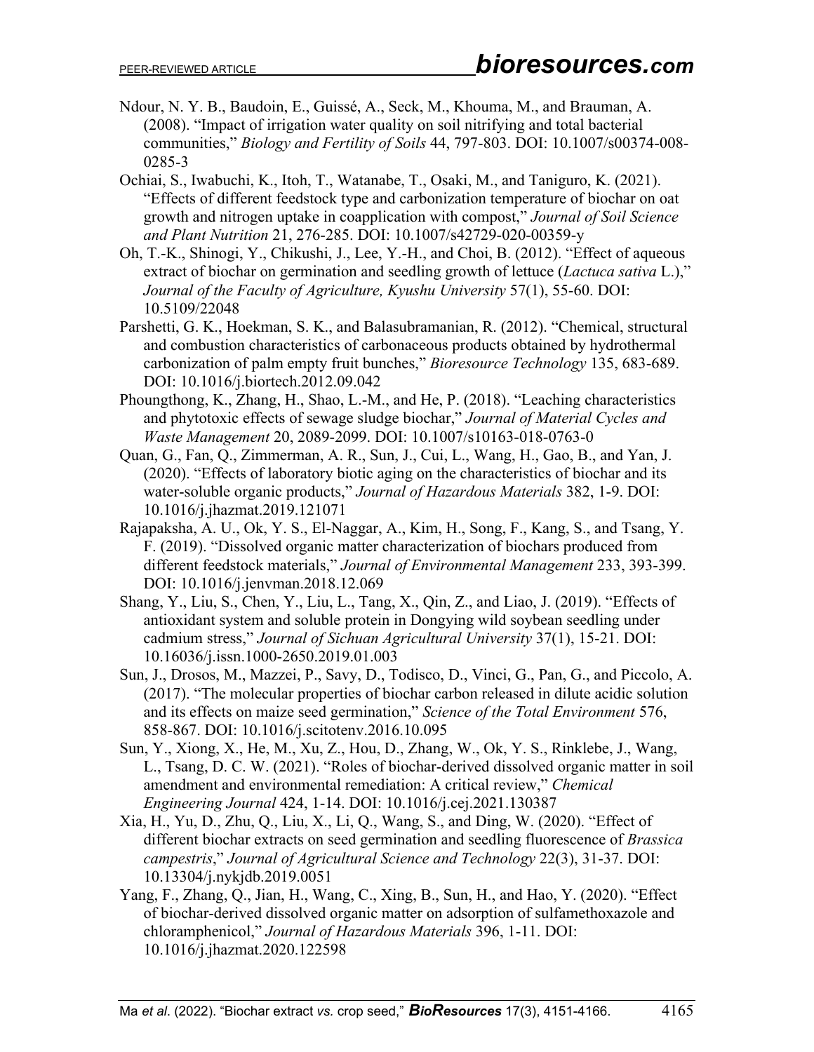Ndour, N. Y. B., Baudoin, E., Guissé, A., Seck, M., Khouma, M., and Brauman, A. (2008). "Impact of irrigation water quality on soil nitrifying and total bacterial communities," *Biology and Fertility of Soils* 44, 797-803. DOI: 10.1007/s00374-008-0285-3

Ochiai, S., Iwabuchi, K., Itoh, T., Watanabe, T., Osaki, M., and Taniguro, K. (2021). "Effects of different feedstock type and carbonization temperature of biochar on oat growth and nitrogen uptake in coapplication with compost," *Journal of Soil Science and Plant Nutrition* 21, 276-285. DOI: 10.1007/s42729-020-00359-y

Oh, T.-K., Shinogi, Y., Chikushi, J., Lee, Y.-H., and Choi, B. (2012). "Effect of aqueous extract of biochar on germination and seedling growth of lettuce (*Lactuca sativa* L.)," *Journal of the Faculty of Agriculture, Kyushu University* 57(1), 55-60. DOI: 10.5109/22048

Parshetti, G. K., Hoekman, S. K., and Balasubramanian, R. (2012). "Chemical, structural and combustion characteristics of carbonaceous products obtained by hydrothermal carbonization of palm empty fruit bunches," *Bioresource Technology* 135, 683-689. DOI: 10.1016/j.biortech.2012.09.042

Phoungthong, K., Zhang, H., Shao, L.-M., and He, P. (2018). "Leaching characteristics and phytotoxic effects of sewage sludge biochar," *Journal of Material Cycles and Waste Management* 20, 2089-2099. DOI: 10.1007/s10163-018-0763-0

Quan, G., Fan, Q., Zimmerman, A. R., Sun, J., Cui, L., Wang, H., Gao, B., and Yan, J. (2020). "Effects of laboratory biotic aging on the characteristics of biochar and its water-soluble organic products," *Journal of Hazardous Materials* 382, 1-9. DOI: 10.1016/j.jhazmat.2019.121071

Rajapaksha, A. U., Ok, Y. S., El-Naggar, A., Kim, H., Song, F., Kang, S., and Tsang, Y. F. (2019). "Dissolved organic matter characterization of biochars produced from different feedstock materials," *Journal of Environmental Management* 233, 393-399. DOI: 10.1016/j.jenvman.2018.12.069

Shang, Y., Liu, S., Chen, Y., Liu, L., Tang, X., Qin, Z., and Liao, J. (2019). "Effects of antioxidant system and soluble protein in Dongying wild soybean seedling under cadmium stress," *Journal of Sichuan Agricultural University* 37(1), 15-21. DOI: 10.16036/j.issn.1000-2650.2019.01.003

Sun, J., Drosos, M., Mazzei, P., Savy, D., Todisco, D., Vinci, G., Pan, G., and Piccolo, A. (2017). "The molecular properties of biochar carbon released in dilute acidic solution and its effects on maize seed germination," *Science of the Total Environment* 576, 858-867. DOI: 10.1016/j.scitotenv.2016.10.095

Sun, Y., Xiong, X., He, M., Xu, Z., Hou, D., Zhang, W., Ok, Y. S., Rinklebe, J., Wang, L., Tsang, D. C. W. (2021). "Roles of biochar-derived dissolved organic matter in soil amendment and environmental remediation: A critical review," *Chemical Engineering Journal* 424, 1-14. DOI: 10.1016/j.cej.2021.130387

Xia, H., Yu, D., Zhu, Q., Liu, X., Li, Q., Wang, S., and Ding, W. (2020). "Effect of different biochar extracts on seed germination and seedling fluorescence of *Brassica campestris*," *Journal of Agricultural Science and Technology* 22(3), 31-37. DOI: 10.13304/j.nykjdb.2019.0051

Yang, F., Zhang, Q., Jian, H., Wang, C., Xing, B., Sun, H., and Hao, Y. (2020). "Effect of biochar-derived dissolved organic matter on adsorption of sulfamethoxazole and chloramphenicol," *Journal of Hazardous Materials* 396, 1-11. DOI: 10.1016/j.jhazmat.2020.122598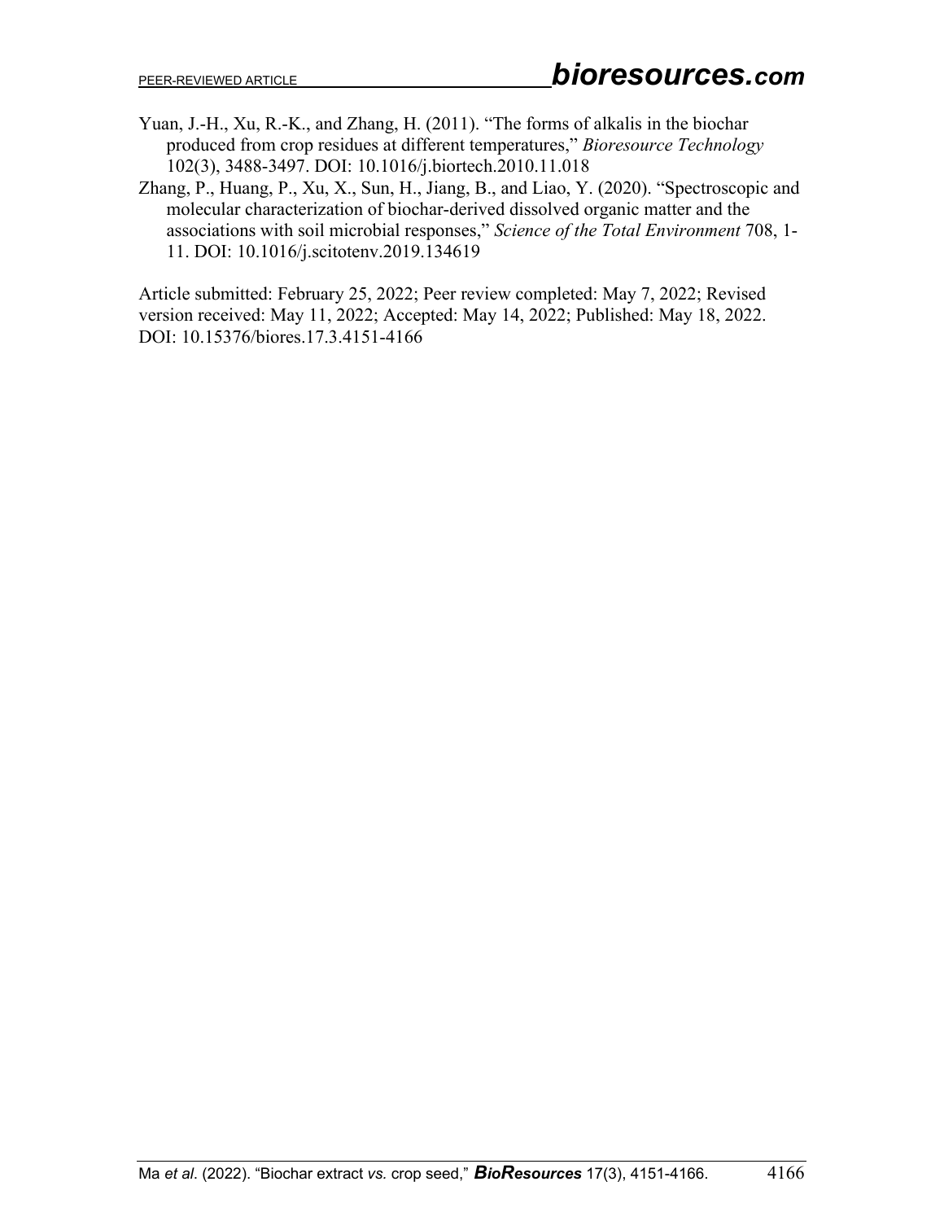Yuan, J.-H., Xu, R.-K., and Zhang, H. (2011). "The forms of alkalis in the biochar produced from crop residues at different temperatures," *Bioresource Technology* 102(3), 3488-3497. DOI: 10.1016/j.biortech.2010.11.018

Zhang, P., Huang, P., Xu, X., Sun, H., Jiang, B., and Liao, Y. (2020). "Spectroscopic and molecular characterization of biochar-derived dissolved organic matter and the associations with soil microbial responses," *Science of the Total Environment* 708, 1-11. DOI: 10.1016/j.scitotenv.2019.134619

Article submitted: February 25, 2022; Peer review completed: May 7, 2022; Revised version received: May 11, 2022; Accepted: May 14, 2022; Published: May 18, 2022.
DOI: 10.15376/biores.17.3.4151-4166